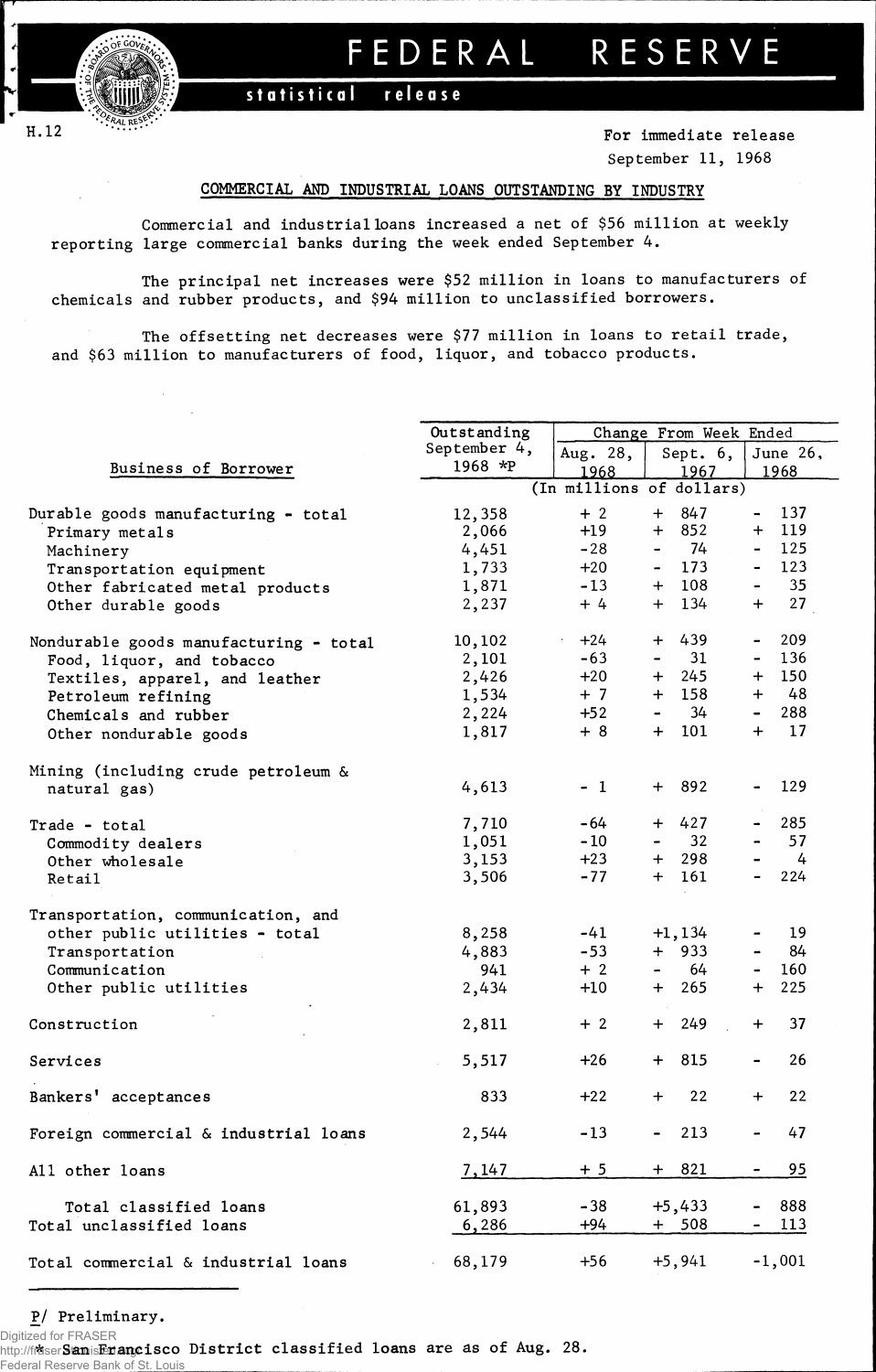# FEDERAL RESERVE

**statistical release**

H.12

For immediate release
September 11, 1968

## COMMERCIAL AND INDUSTRIAL LOANS OUTSTANDING BY INDUSTRY

Commercial and industrial loans increased a net of $56 million at weekly reporting large commercial banks during the week ended September 4.

The principal net increases were $52 million in loans to manufacturers of chemicals and rubber products, and $94 million to unclassified borrowers.

The offsetting net decreases were $77 million in loans to retail trade, and $63 million to manufacturers of food, liquor, and tobacco products.

| Business of Borrower | Outstanding September 4, 1968 *P | Change From Week Ended Aug. 28, 1968 | Change From Week Ended Sept. 6, 1967 | Change From Week Ended June 26, 1968 |
|---|---|---|---|---|
| | (In millions of dollars) | | | |
| Durable goods manufacturing - total | 12,358 | + 2 | + 847 | - 137 |
| Primary metals | 2,066 | +19 | + 852 | + 119 |
| Machinery | 4,451 | -28 | - 74 | - 125 |
| Transportation equipment | 1,733 | +20 | - 173 | - 123 |
| Other fabricated metal products | 1,871 | -13 | + 108 | - 35 |
| Other durable goods | 2,237 | + 4 | + 134 | + 27 |
| Nondurable goods manufacturing - total | 10,102 | +24 | + 439 | - 209 |
| Food, liquor, and tobacco | 2,101 | -63 | - 31 | - 136 |
| Textiles, apparel, and leather | 2,426 | +20 | + 245 | + 150 |
| Petroleum refining | 1,534 | + 7 | + 158 | + 48 |
| Chemicals and rubber | 2,224 | +52 | - 34 | - 288 |
| Other nondurable goods | 1,817 | + 8 | + 101 | + 17 |
| Mining (including crude petroleum & natural gas) | 4,613 | - 1 | + 892 | - 129 |
| Trade - total | 7,710 | -64 | + 427 | - 285 |
| Commodity dealers | 1,051 | -10 | - 32 | - 57 |
| Other wholesale | 3,153 | +23 | + 298 | - 4 |
| Retail | 3,506 | -77 | + 161 | - 224 |
| Transportation, communication, and other public utilities - total | 8,258 | -41 | +1,134 | - 19 |
| Transportation | 4,883 | -53 | + 933 | - 84 |
| Communication | 941 | + 2 | - 64 | - 160 |
| Other public utilities | 2,434 | +10 | + 265 | + 225 |
| Construction | 2,811 | + 2 | + 249 | + 37 |
| Services | 5,517 | +26 | + 815 | - 26 |
| Bankers' acceptances | 833 | +22 | + 22 | + 22 |
| Foreign commercial & industrial loans | 2,544 | -13 | - 213 | - 47 |
| All other loans | 7,147 | + 5 | + 821 | - 95 |
| Total classified loans | 61,893 | -38 | +5,433 | - 888 |
| Total unclassified loans | 6,286 | +94 | + 508 | - 113 |
| Total commercial & industrial loans | 68,179 | +56 | +5,941 | -1,001 |

P/ Preliminary.

* San Francisco District classified loans are as of Aug. 28.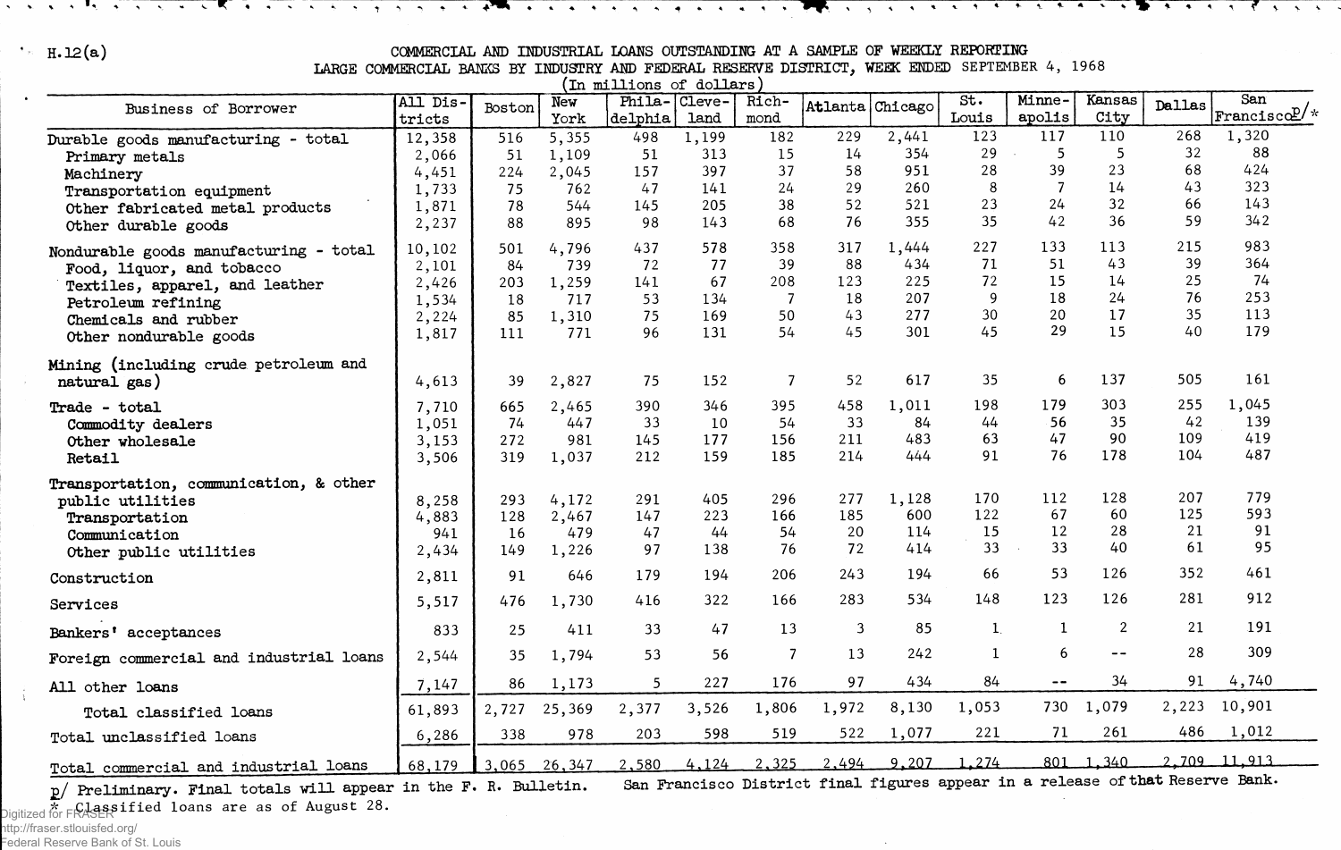H.12(a)

# COMMERCIAL AND INDUSTRIAL LOANS OUTSTANDING AT A SAMPLE OF WEEKLY REPORTING LARGE COMMERCIAL BANKS BY INDUSTRY AND FEDERAL RESERVE DISTRICT, WEEK ENDED SEPTEMBER 4, 1968

(In millions of dollars)

| Business of Borrower | All Districts | Boston | New York | Philadelphia | Cleveland | Richmond | Atlanta | Chicago | St. Louis | Minneapolis | Kansas City | Dallas | San Francisco p/ * |
|---|---|---|---|---|---|---|---|---|---|---|---|---|---|
| Durable goods manufacturing - total | 12,358 | 516 | 5,355 | 498 | 1,199 | 182 | 229 | 2,441 | 123 | 117 | 110 | 268 | 1,320 |
| Primary metals | 2,066 | 51 | 1,109 | 51 | 313 | 15 | 14 | 354 | 29 | 5 | 5 | 32 | 88 |
| Machinery | 4,451 | 224 | 2,045 | 157 | 397 | 37 | 58 | 951 | 28 | 39 | 23 | 68 | 424 |
| Transportation equipment | 1,733 | 75 | 762 | 47 | 141 | 24 | 29 | 260 | 8 | 7 | 14 | 43 | 323 |
| Other fabricated metal products | 1,871 | 78 | 544 | 145 | 205 | 38 | 52 | 521 | 23 | 24 | 32 | 66 | 143 |
| Other durable goods | 2,237 | 88 | 895 | 98 | 143 | 68 | 76 | 355 | 35 | 42 | 36 | 59 | 342 |
| Nondurable goods manufacturing - total | 10,102 | 501 | 4,796 | 437 | 578 | 358 | 317 | 1,444 | 227 | 133 | 113 | 215 | 983 |
| Food, liquor, and tobacco | 2,101 | 84 | 739 | 72 | 77 | 39 | 88 | 434 | 71 | 51 | 43 | 39 | 364 |
| Textiles, apparel, and leather | 2,426 | 203 | 1,259 | 141 | 67 | 208 | 123 | 225 | 72 | 15 | 14 | 25 | 74 |
| Petroleum refining | 1,534 | 18 | 717 | 53 | 134 | 7 | 18 | 207 | 9 | 18 | 24 | 76 | 253 |
| Chemicals and rubber | 2,224 | 85 | 1,310 | 75 | 169 | 50 | 43 | 277 | 30 | 20 | 17 | 35 | 113 |
| Other nondurable goods | 1,817 | 111 | 771 | 96 | 131 | 54 | 45 | 301 | 45 | 29 | 15 | 40 | 179 |
| Mining (including crude petroleum and natural gas) | 4,613 | 39 | 2,827 | 75 | 152 | 7 | 52 | 617 | 35 | 6 | 137 | 505 | 161 |
| Trade - total | 7,710 | 665 | 2,465 | 390 | 346 | 395 | 458 | 1,011 | 198 | 179 | 303 | 255 | 1,045 |
| Commodity dealers | 1,051 | 74 | 447 | 33 | 10 | 54 | 33 | 84 | 44 | 56 | 35 | 42 | 139 |
| Other wholesale | 3,153 | 272 | 981 | 145 | 177 | 156 | 211 | 483 | 63 | 47 | 90 | 109 | 419 |
| Retail | 3,506 | 319 | 1,037 | 212 | 159 | 185 | 214 | 444 | 91 | 76 | 178 | 104 | 487 |
| Transportation, communication, & other public utilities | 8,258 | 293 | 4,172 | 291 | 405 | 296 | 277 | 1,128 | 170 | 112 | 128 | 207 | 779 |
| Transportation | 4,883 | 128 | 2,467 | 147 | 223 | 166 | 185 | 600 | 122 | 67 | 60 | 125 | 593 |
| Communication | 941 | 16 | 479 | 47 | 44 | 54 | 20 | 114 | 15 | 12 | 28 | 21 | 91 |
| Other public utilities | 2,434 | 149 | 1,226 | 97 | 138 | 76 | 72 | 414 | 33 | 33 | 40 | 61 | 95 |
| Construction | 2,811 | 91 | 646 | 179 | 194 | 206 | 243 | 194 | 66 | 53 | 126 | 352 | 461 |
| Services | 5,517 | 476 | 1,730 | 416 | 322 | 166 | 283 | 534 | 148 | 123 | 126 | 281 | 912 |
| Bankers' acceptances | 833 | 25 | 411 | 33 | 47 | 13 | 3 | 85 | 1 | 1 | 2 | 21 | 191 |
| Foreign commercial and industrial loans | 2,544 | 35 | 1,794 | 53 | 56 | 7 | 13 | 242 | 1 | 6 | -- | 28 | 309 |
| All other loans | 7,147 | 86 | 1,173 | 5 | 227 | 176 | 97 | 434 | 84 | -- | 34 | 91 | 4,740 |
| Total classified loans | 61,893 | 2,727 | 25,369 | 2,377 | 3,526 | 1,806 | 1,972 | 8,130 | 1,053 | 730 | 1,079 | 2,223 | 10,901 |
| Total unclassified loans | 6,286 | 338 | 978 | 203 | 598 | 519 | 522 | 1,077 | 221 | 71 | 261 | 486 | 1,012 |
| Total commercial and industrial loans | 68,179 | 3,065 | 26,347 | 2,580 | 4,124 | 2,325 | 2,494 | 9,207 | 1,274 | 801 | 1,340 | 2,709 | 11,913 |

p/ Preliminary. Final totals will appear in the F. R. Bulletin. San Francisco District final figures appear in a release of that Reserve Bank.

\* Classified loans are as of August 28.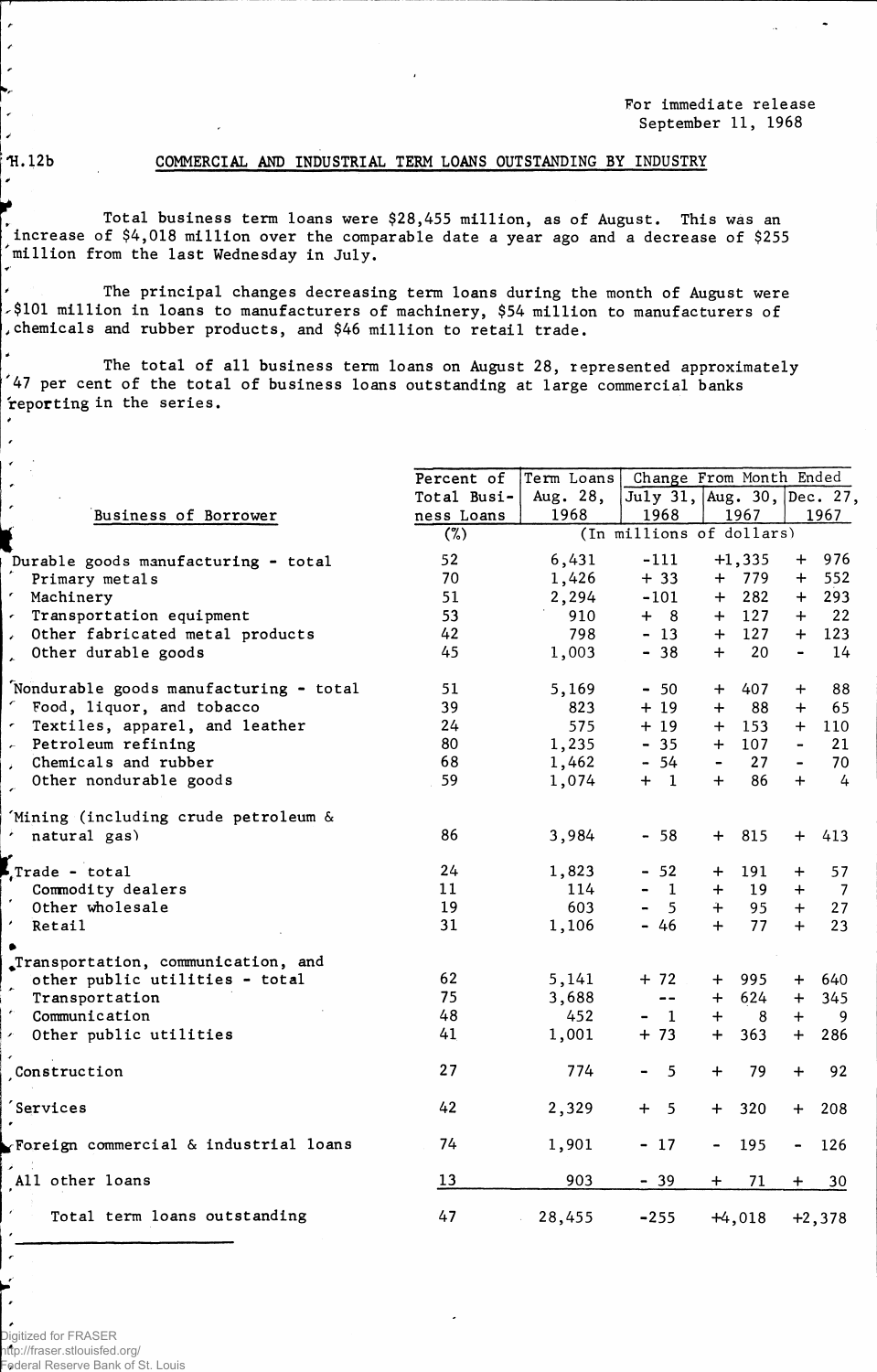For immediate release
September 11, 1968

H.12b

## COMMERCIAL AND INDUSTRIAL TERM LOANS OUTSTANDING BY INDUSTRY

Total business term loans were $28,455 million, as of August. This was an increase of $4,018 million over the comparable date a year ago and a decrease of $255 million from the last Wednesday in July.

The principal changes decreasing term loans during the month of August were $101 million in loans to manufacturers of machinery, $54 million to manufacturers of chemicals and rubber products, and $46 million to retail trade.

The total of all business term loans on August 28, represented approximately 47 per cent of the total of business loans outstanding at large commercial banks reporting in the series.

| Business of Borrower | Percent of Total Business Loans | Term Loans Aug. 28, 1968 | Change From Month Ended | | |
|---|---|---|---|---|---|
| | | | July 31, 1968 | Aug. 30, 1967 | Dec. 27, 1967 |
| | (%) | (In millions of dollars) | | | |
| Durable goods manufacturing - total | 52 | 6,431 | -111 | +1,335 | + 976 |
| Primary metals | 70 | 1,426 | + 33 | + 779 | + 552 |
| Machinery | 51 | 2,294 | -101 | + 282 | + 293 |
| Transportation equipment | 53 | 910 | + 8 | + 127 | + 22 |
| Other fabricated metal products | 42 | 798 | - 13 | + 127 | + 123 |
| Other durable goods | 45 | 1,003 | - 38 | + 20 | - 14 |
| Nondurable goods manufacturing - total | 51 | 5,169 | - 50 | + 407 | + 88 |
| Food, liquor, and tobacco | 39 | 823 | + 19 | + 88 | + 65 |
| Textiles, apparel, and leather | 24 | 575 | + 19 | + 153 | + 110 |
| Petroleum refining | 80 | 1,235 | - 35 | + 107 | - 21 |
| Chemicals and rubber | 68 | 1,462 | - 54 | - 27 | - 70 |
| Other nondurable goods | 59 | 1,074 | + 1 | + 86 | + 4 |
| Mining (including crude petroleum & natural gas) | 86 | 3,984 | - 58 | + 815 | + 413 |
| Trade - total | 24 | 1,823 | - 52 | + 191 | + 57 |
| Commodity dealers | 11 | 114 | - 1 | + 19 | + 7 |
| Other wholesale | 19 | 603 | - 5 | + 95 | + 27 |
| Retail | 31 | 1,106 | - 46 | + 77 | + 23 |
| Transportation, communication, and other public utilities - total | 62 | 5,141 | + 72 | + 995 | + 640 |
| Transportation | 75 | 3,688 | -- | + 624 | + 345 |
| Communication | 48 | 452 | - 1 | + 8 | + 9 |
| Other public utilities | 41 | 1,001 | + 73 | + 363 | + 286 |
| Construction | 27 | 774 | - 5 | + 79 | + 92 |
| Services | 42 | 2,329 | + 5 | + 320 | + 208 |
| Foreign commercial & industrial loans | 74 | 1,901 | - 17 | - 195 | - 126 |
| All other loans | 13 | 903 | - 39 | + 71 | + 30 |
| Total term loans outstanding | 47 | 28,455 | -255 | +4,018 | +2,378 |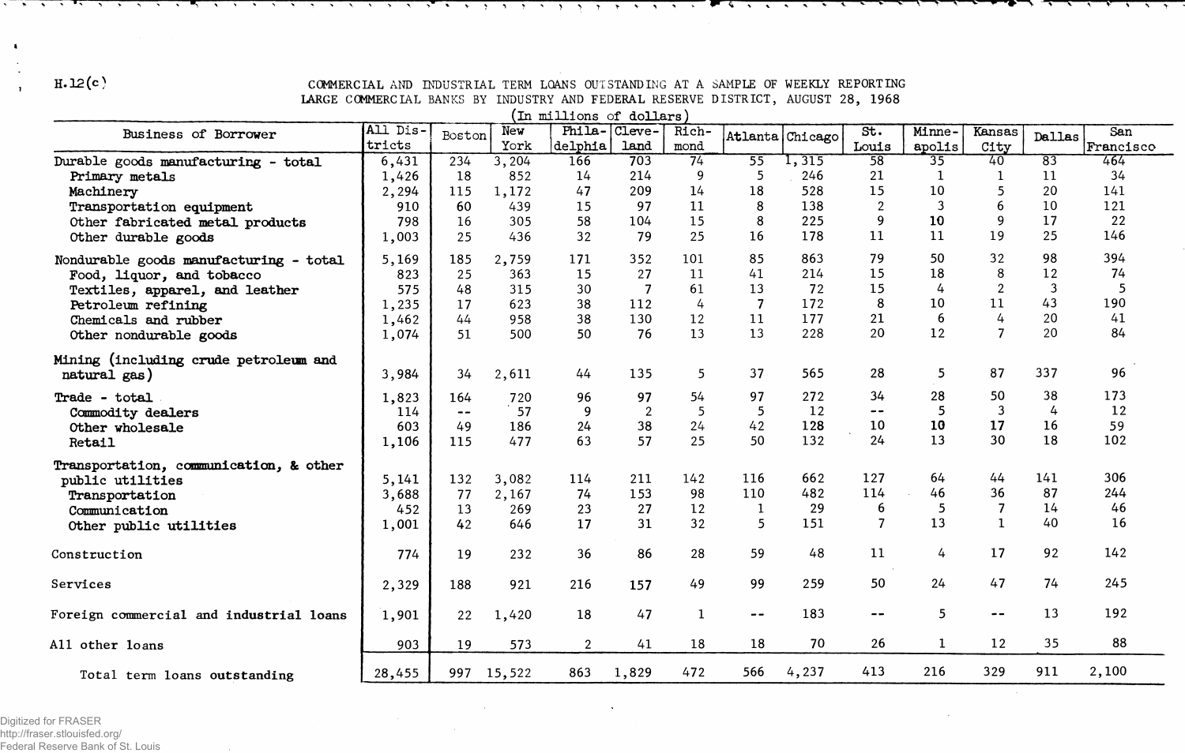H.12(c)

COMMERCIAL AND INDUSTRIAL TERM LOANS OUTSTANDING AT A SAMPLE OF WEEKLY REPORTING LARGE COMMERCIAL BANKS BY INDUSTRY AND FEDERAL RESERVE DISTRICT, AUGUST 28, 1968

(In millions of dollars)

| Business of Borrower | All Districts | Boston | New York | Philadelphia | Cleveland | Richmond | Atlanta | Chicago | St. Louis | Minneapolis | Kansas City | Dallas | San Francisco |
|---|---|---|---|---|---|---|---|---|---|---|---|---|---|
| Durable goods manufacturing - total | 6,431 | 234 | 3,204 | 166 | 703 | 74 | 55 | 1,315 | 58 | 35 | 40 | 83 | 464 |
| Primary metals | 1,426 | 18 | 852 | 14 | 214 | 9 | 5 | 246 | 21 | 1 | 1 | 11 | 34 |
| Machinery | 2,294 | 115 | 1,172 | 47 | 209 | 14 | 18 | 528 | 15 | 10 | 5 | 20 | 141 |
| Transportation equipment | 910 | 60 | 439 | 15 | 97 | 11 | 8 | 138 | 2 | 3 | 6 | 10 | 121 |
| Other fabricated metal products | 798 | 16 | 305 | 58 | 104 | 15 | 8 | 225 | 9 | 10 | 9 | 17 | 22 |
| Other durable goods | 1,003 | 25 | 436 | 32 | 79 | 25 | 16 | 178 | 11 | 11 | 19 | 25 | 146 |
| Nondurable goods manufacturing - total | 5,169 | 185 | 2,759 | 171 | 352 | 101 | 85 | 863 | 79 | 50 | 32 | 98 | 394 |
| Food, liquor, and tobacco | 823 | 25 | 363 | 15 | 27 | 11 | 41 | 214 | 15 | 18 | 8 | 12 | 74 |
| Textiles, apparel, and leather | 575 | 48 | 315 | 30 | 7 | 61 | 13 | 72 | 15 | 4 | 2 | 3 | 5 |
| Petroleum refining | 1,235 | 17 | 623 | 38 | 112 | 4 | 7 | 172 | 8 | 10 | 11 | 43 | 190 |
| Chemicals and rubber | 1,462 | 44 | 958 | 38 | 130 | 12 | 11 | 177 | 21 | 6 | 4 | 20 | 41 |
| Other nondurable goods | 1,074 | 51 | 500 | 50 | 76 | 13 | 13 | 228 | 20 | 12 | 7 | 20 | 84 |
| Mining (including crude petroleum and natural gas) | 3,984 | 34 | 2,611 | 44 | 135 | 5 | 37 | 565 | 28 | 5 | 87 | 337 | 96 |
| Trade - total | 1,823 | 164 | 720 | 96 | 97 | 54 | 97 | 272 | 34 | 28 | 50 | 38 | 173 |
| Commodity dealers | 114 | -- | 57 | 9 | 2 | 5 | 5 | 12 | -- | 5 | 3 | 4 | 12 |
| Other wholesale | 603 | 49 | 186 | 24 | 38 | 24 | 42 | 128 | 10 | 10 | 17 | 16 | 59 |
| Retail | 1,106 | 115 | 477 | 63 | 57 | 25 | 50 | 132 | 24 | 13 | 30 | 18 | 102 |
| Transportation, communication, & other public utilities | 5,141 | 132 | 3,082 | 114 | 211 | 142 | 116 | 662 | 127 | 64 | 44 | 141 | 306 |
| Transportation | 3,688 | 77 | 2,167 | 74 | 153 | 98 | 110 | 482 | 114 | 46 | 36 | 87 | 244 |
| Communication | 452 | 13 | 269 | 23 | 27 | 12 | 1 | 29 | 6 | 5 | 7 | 14 | 46 |
| Other public utilities | 1,001 | 42 | 646 | 17 | 31 | 32 | 5 | 151 | 7 | 13 | 1 | 40 | 16 |
| Construction | 774 | 19 | 232 | 36 | 86 | 28 | 59 | 48 | 11 | 4 | 17 | 92 | 142 |
| Services | 2,329 | 188 | 921 | 216 | 157 | 49 | 99 | 259 | 50 | 24 | 47 | 74 | 245 |
| Foreign commercial and industrial loans | 1,901 | 22 | 1,420 | 18 | 47 | 1 | -- | 183 | -- | 5 | -- | 13 | 192 |
| All other loans | 903 | 19 | 573 | 2 | 41 | 18 | 18 | 70 | 26 | 1 | 12 | 35 | 88 |
| Total term loans outstanding | 28,455 | 997 | 15,522 | 863 | 1,829 | 472 | 566 | 4,237 | 413 | 216 | 329 | 911 | 2,100 |